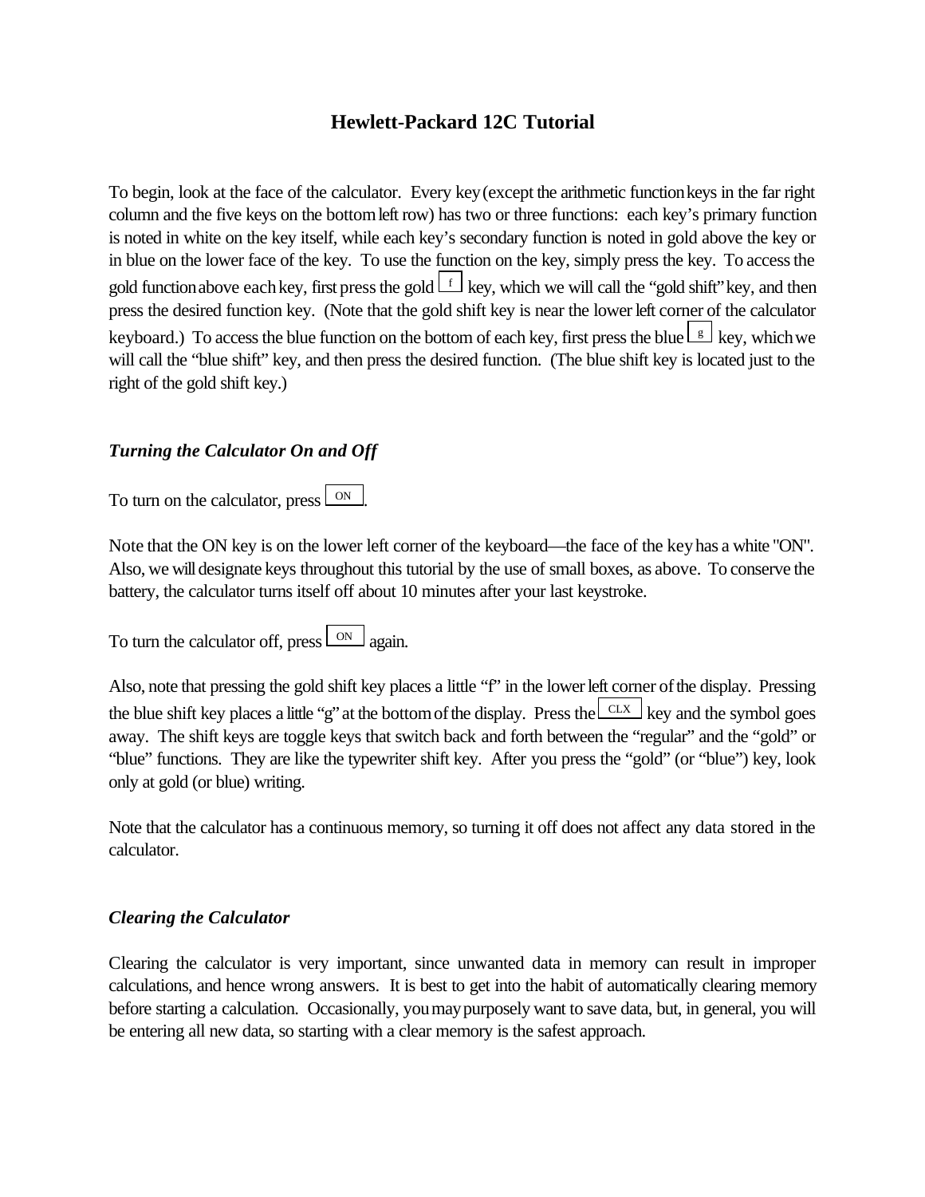# Hewlett-Packard 12C Tutorial

To begin, look at the face of the calculator. Every key (except the arithmetic function keys in the far right column and the five keys on the bottom left row) has two or three functions: each key's primary function is noted in white on the key itself, while each key's secondary function is noted in gold above the key or in blue on the lower face of the key. To use the function on the key, simply press the key. To access the gold function above each key, first press the gold [f] key, which we will call the "gold shift" key, and then press the desired function key. (Note that the gold shift key is near the lower left corner of the calculator keyboard.) To access the blue function on the bottom of each key, first press the blue [g] key, which we will call the "blue shift" key, and then press the desired function. (The blue shift key is located just to the right of the gold shift key.)

### *Turning the Calculator On and Off*

To turn on the calculator, press [ON].

Note that the ON key is on the lower left corner of the keyboard—the face of the key has a white "ON". Also, we will designate keys throughout this tutorial by the use of small boxes, as above. To conserve the battery, the calculator turns itself off about 10 minutes after your last keystroke.

To turn the calculator off, press [ON] again.

Also, note that pressing the gold shift key places a little "f" in the lower left corner of the display. Pressing the blue shift key places a little "g" at the bottom of the display. Press the [CLX] key and the symbol goes away. The shift keys are toggle keys that switch back and forth between the "regular" and the "gold" or "blue" functions. They are like the typewriter shift key. After you press the "gold" (or "blue") key, look only at gold (or blue) writing.

Note that the calculator has a continuous memory, so turning it off does not affect any data stored in the calculator.

### *Clearing the Calculator*

Clearing the calculator is very important, since unwanted data in memory can result in improper calculations, and hence wrong answers. It is best to get into the habit of automatically clearing memory before starting a calculation. Occasionally, you may purposely want to save data, but, in general, you will be entering all new data, so starting with a clear memory is the safest approach.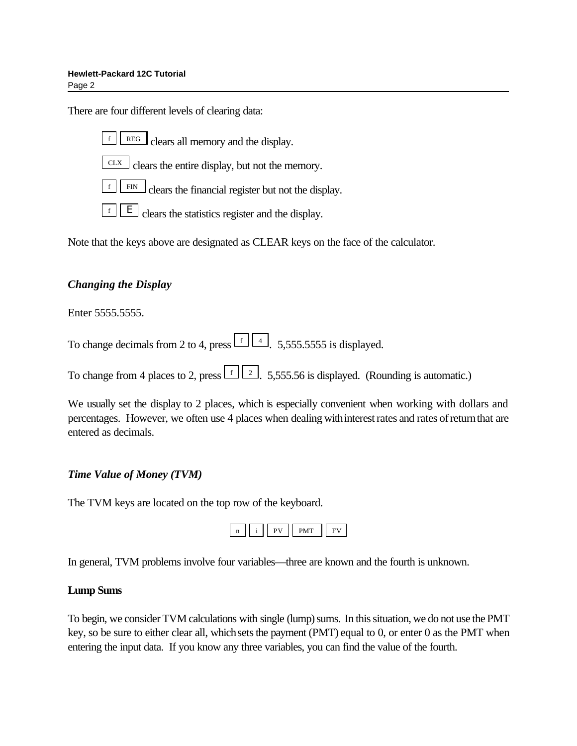There are four different levels of clearing data:

f REG clears all memory and the display.

CLX clears the entire display, but not the memory.

f FIN clears the financial register but not the display.

f Σ clears the statistics register and the display.

Note that the keys above are designated as CLEAR keys on the face of the calculator.

## *Changing the Display*

Enter 5555.5555.

To change decimals from 2 to 4, press f 4. 5,555.5555 is displayed.

To change from 4 places to 2, press f 2. 5,555.56 is displayed. (Rounding is automatic.)

We usually set the display to 2 places, which is especially convenient when working with dollars and percentages. However, we often use 4 places when dealing with interest rates and rates of return that are entered as decimals.

## *Time Value of Money (TVM)*

The TVM keys are located on the top row of the keyboard.

n i PV PMT FV

In general, TVM problems involve four variables—three are known and the fourth is unknown.

### Lump Sums

To begin, we consider TVM calculations with single (lump) sums. In this situation, we do not use the PMT key, so be sure to either clear all, which sets the payment (PMT) equal to 0, or enter 0 as the PMT when entering the input data. If you know any three variables, you can find the value of the fourth.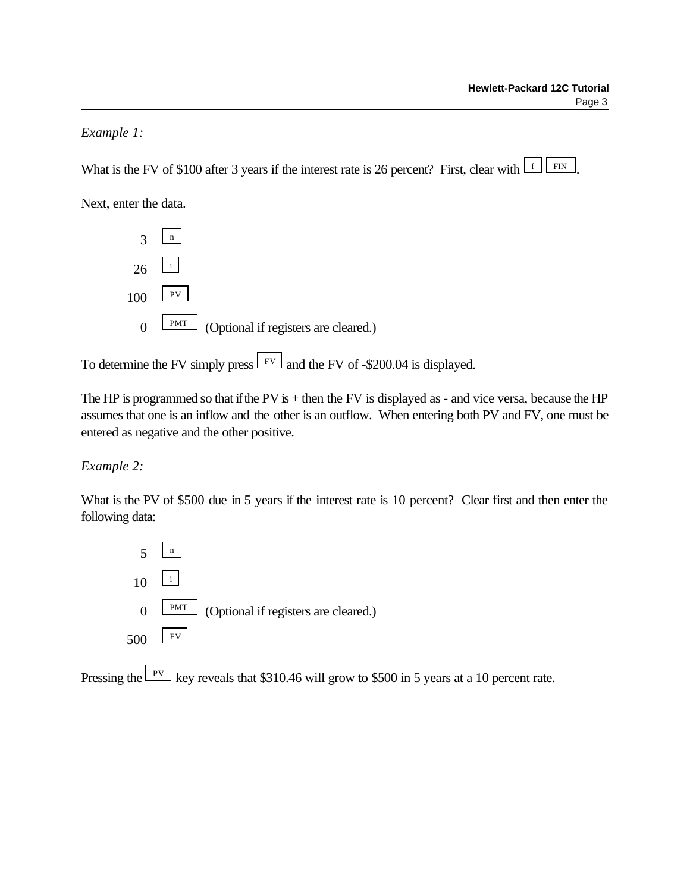*Example 1:*

What is the FV of $100 after 3 years if the interest rate is 26 percent? First, clear with [f] [FIN].

Next, enter the data.

3 [n]

26 [i]

100 [PV]

0 [PMT] (Optional if registers are cleared.)

To determine the FV simply press [FV] and the FV of -$200.04 is displayed.

The HP is programmed so that if the PV is + then the FV is displayed as - and vice versa, because the HP assumes that one is an inflow and the other is an outflow. When entering both PV and FV, one must be entered as negative and the other positive.

*Example 2:*

What is the PV of $500 due in 5 years if the interest rate is 10 percent? Clear first and then enter the following data:

5 [n]

10 [i]

0 [PMT] (Optional if registers are cleared.)

500 [FV]

Pressing the [PV] key reveals that $310.46 will grow to $500 in 5 years at a 10 percent rate.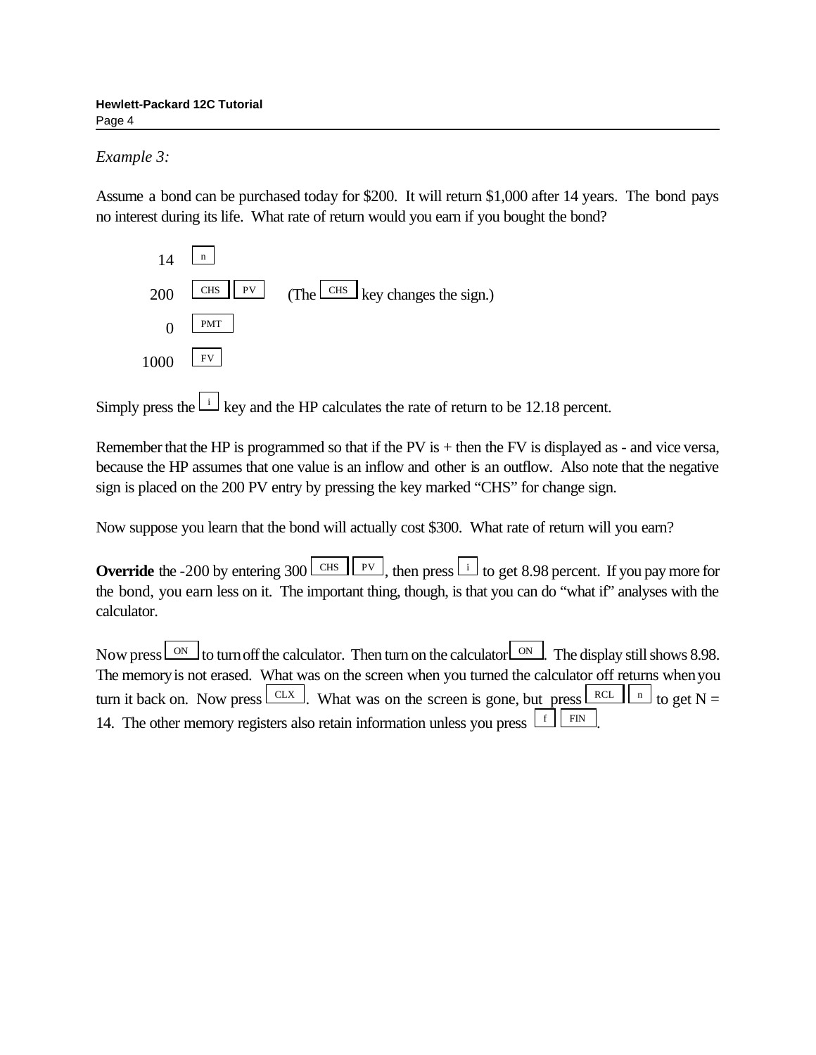*Example 3:*

Assume a bond can be purchased today for $200. It will return $1,000 after 14 years. The bond pays no interest during its life. What rate of return would you earn if you bought the bond?

14 [n]

200 [CHS] [PV] (The [CHS] key changes the sign.)

0 [PMT]

1000 [FV]

Simply press the [i] key and the HP calculates the rate of return to be 12.18 percent.

Remember that the HP is programmed so that if the PV is + then the FV is displayed as - and vice versa, because the HP assumes that one value is an inflow and other is an outflow. Also note that the negative sign is placed on the 200 PV entry by pressing the key marked "CHS" for change sign.

Now suppose you learn that the bond will actually cost $300. What rate of return will you earn?

**Override** the -200 by entering 300 [CHS] [PV], then press [i] to get 8.98 percent. If you pay more for the bond, you earn less on it. The important thing, though, is that you can do "what if" analyses with the calculator.

Now press [ON] to turn off the calculator. Then turn on the calculator [ON]. The display still shows 8.98. The memory is not erased. What was on the screen when you turned the calculator off returns when you turn it back on. Now press [CLX]. What was on the screen is gone, but press [RCL] [n] to get N = 14. The other memory registers also retain information unless you press [f] [FIN].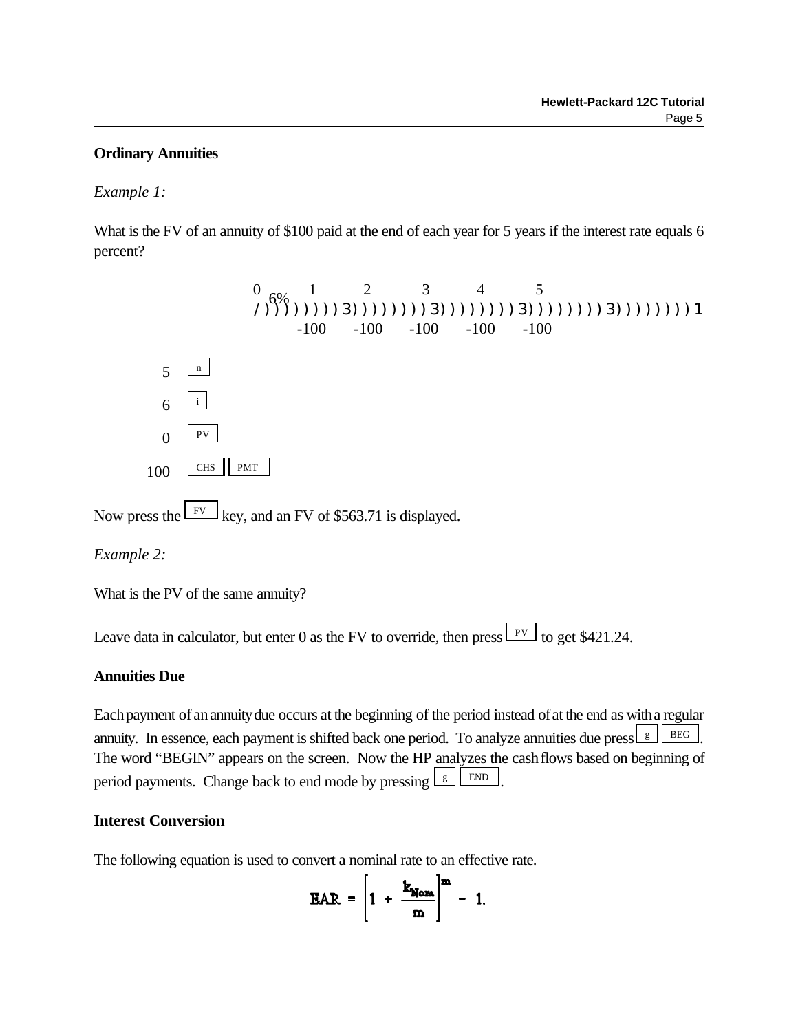## Ordinary Annuities

*Example 1:*

What is the FV of an annuity of $100 paid at the end of each year for 5 years if the interest rate equals 6 percent?

```
0  6%    1         2         3         4         5
/)))))))))3))))))))3))))))))3))))))))3))))))))1
        -100      -100      -100      -100      -100
```

5 [n]

6 [i]

0 [PV]

100 [CHS] [PMT]

Now press the [FV] key, and an FV of $563.71 is displayed.

*Example 2:*

What is the PV of the same annuity?

Leave data in calculator, but enter 0 as the FV to override, then press [PV] to get $421.24.

## Annuities Due

Each payment of an annuity due occurs at the beginning of the period instead of at the end as with a regular annuity. In essence, each payment is shifted back one period. To analyze annuities due press [g] [BEG]. The word "BEGIN" appears on the screen. Now the HP analyzes the cash flows based on beginning of period payments. Change back to end mode by pressing [g] [END].

## Interest Conversion

The following equation is used to convert a nominal rate to an effective rate.

$$EAR = \left[1 + \frac{k_{Nom}}{m}\right]^{m} - 1.$$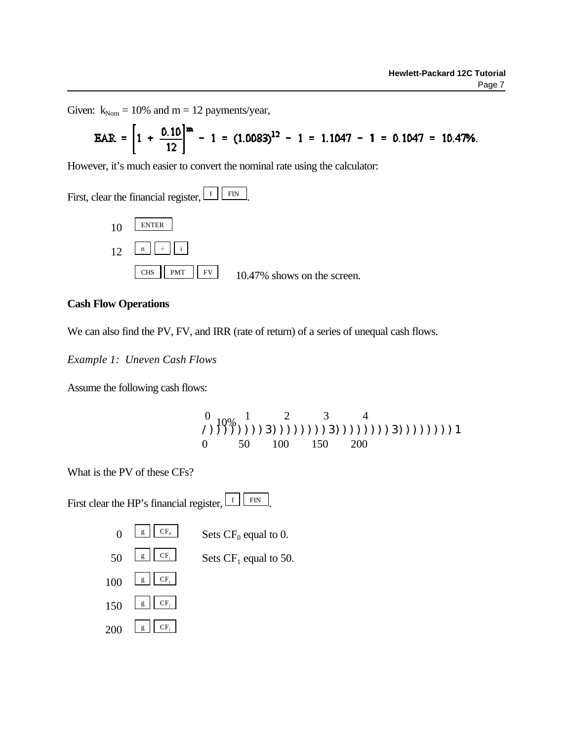Given: $k_{Nom} = 10\%$ and m = 12 payments/year,

$$EAR = \left[1 + \frac{0.10}{12}\right]^m - 1 = (1.0083)^{12} - 1 = 1.1047 - 1 = 0.1047 = 10.47\%.$$

However, it's much easier to convert the nominal rate using the calculator:

First, clear the financial register, [f] [FIN].

10 [ENTER]

12 [n] [÷] [i]

[CHS] [PMT] [FV] 10.47% shows on the screen.

**Cash Flow Operations**

We can also find the PV, FV, and IRR (rate of return) of a series of unequal cash flows.

*Example 1: Uneven Cash Flows*

Assume the following cash flows:

```
 0   10%    1          2          3          4
 |----------|----------|----------|----------|
 0          50         100        150        200
```

What is the PV of these CFs?

First clear the HP's financial register, [f] [FIN].

0 [g] [$CF_0$] Sets $CF_0$ equal to 0.

50 [g] [$CF_j$] Sets $CF_1$ equal to 50.

100 [g] [$CF_j$]

150 [g] [$CF_j$]

200 [g] [$CF_j$]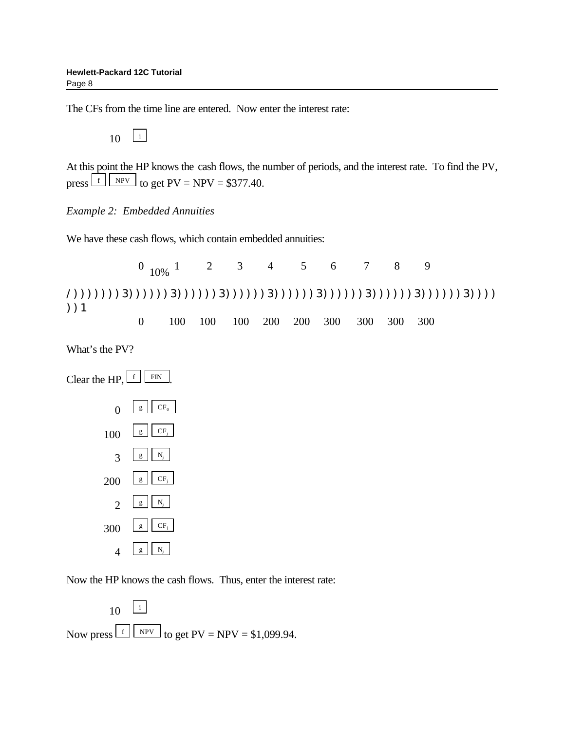The CFs from the time line are entered. Now enter the interest rate:

10 [i]

At this point the HP knows the cash flows, the number of periods, and the interest rate. To find the PV, press [f] [NPV] to get PV = NPV = $377.40.

*Example 2: Embedded Annuities*

We have these cash flows, which contain embedded annuities:

```
0  10%  1     2     3     4     5     6     7     8     9
/))))))))3))))))3))))))3))))))3))))))3))))))3))))))3))))))3))))))3))))))1
0       100   100   100   200   200   300   300   300   300
```

What's the PV?

Clear the HP, [f] [FIN].

0 [g] [$CF_0$]

100 [g] [$CF_j$]

3 [g] [$N_j$]

200 [g] [$CF_j$]

2 [g] [$N_j$]

300 [g] [$CF_j$]

4 [g] [$N_j$]

Now the HP knows the cash flows. Thus, enter the interest rate:

10 [i]

Now press [f] [NPV] to get PV = NPV = $1,099.94.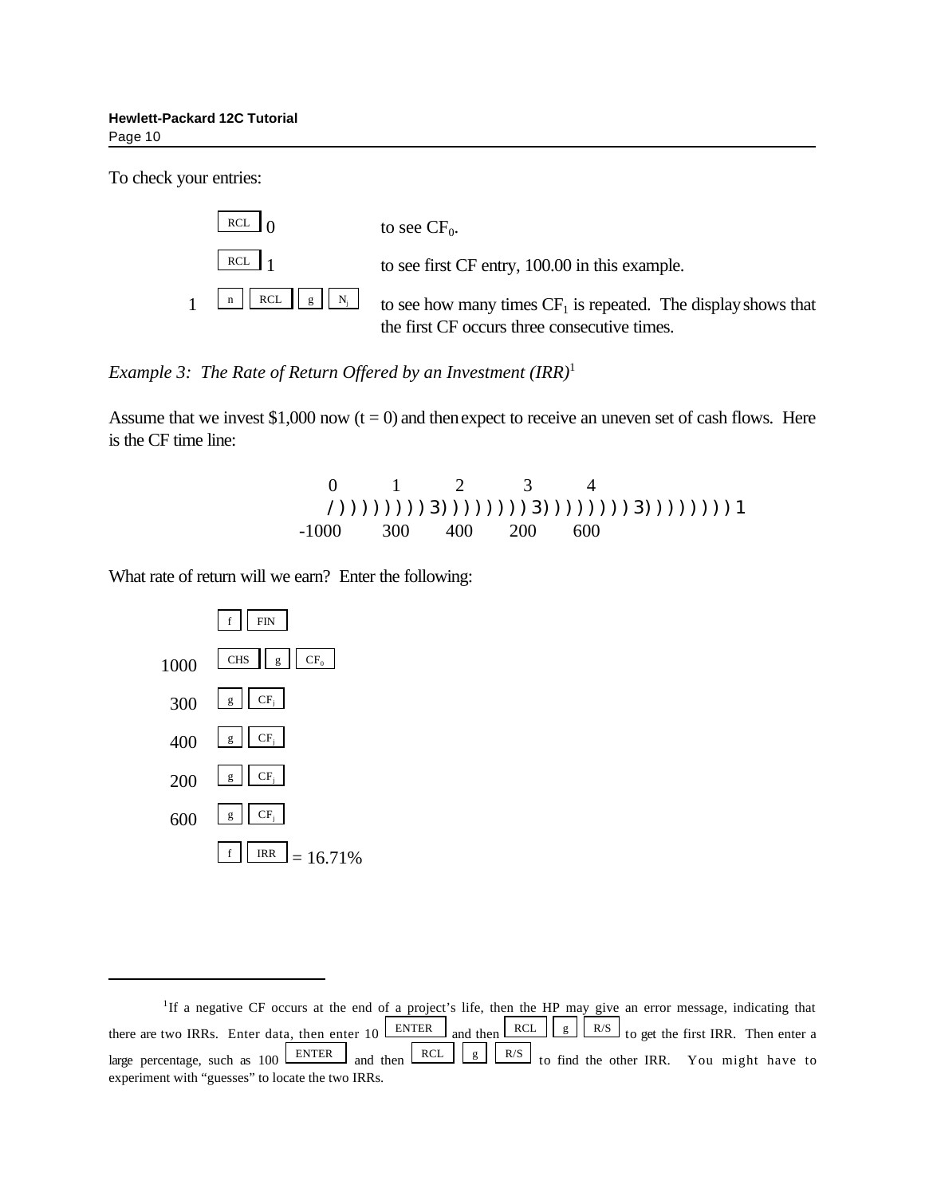To check your entries:

| | | |
|---|---|---|
| | RCL 0 | to see $CF_0$. |
| | RCL 1 | to see first CF entry, 100.00 in this example. |
| 1 | n RCL g $N_j$ | to see how many times $CF_1$ is repeated. The display shows that the first CF occurs three consecutive times. |

*Example 3: The Rate of Return Offered by an Investment (IRR)*[1]

Assume that we invest $1,000 now (t = 0) and then expect to receive an uneven set of cash flows. Here is the CF time line:

```
    0        1        2        3        4
    /))))))))3))))))))3))))))))3))))))))1
-1000      300      400      200      600
```

What rate of return will we earn? Enter the following:

| | |
|---|---|
| | f FIN |
| 1000 | CHS g $CF_0$ |
| 300 | g $CF_j$ |
| 400 | g $CF_j$ |
| 200 | g $CF_j$ |
| 600 | g $CF_j$ |
| | f IRR = 16.71% |

---

[1] If a negative CF occurs at the end of a project's life, then the HP may give an error message, indicating that there are two IRRs. Enter data, then enter 10 ENTER and then RCL g R/S to get the first IRR. Then enter a large percentage, such as 100 ENTER and then RCL g R/S to find the other IRR. You might have to experiment with "guesses" to locate the two IRRs.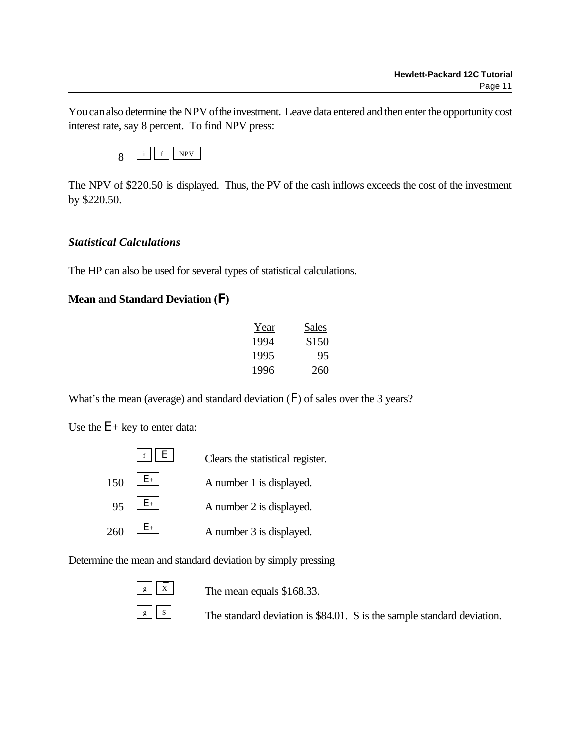You can also determine the NPV of the investment. Leave data entered and then enter the opportunity cost interest rate, say 8 percent. To find NPV press:

8 [i] [f] [NPV]

The NPV of $220.50 is displayed. Thus, the PV of the cash inflows exceeds the cost of the investment by $220.50.

### *Statistical Calculations*

The HP can also be used for several types of statistical calculations.

#### Mean and Standard Deviation (F)

| Year | Sales |
|---|---|
| 1994 | $150 |
| 1995 | 95 |
| 1996 | 260 |

What's the mean (average) and standard deviation (F) of sales over the 3 years?

Use the E+ key to enter data:

| | | |
|---|---|---|
| | [f] [E] | Clears the statistical register. |
| 150 | [E+] | A number 1 is displayed. |
| 95 | [E+] | A number 2 is displayed. |
| 260 | [E+] | A number 3 is displayed. |

Determine the mean and standard deviation by simply pressing

| | |
|---|---|
| [g] [$\bar{X}$] | The mean equals $168.33. |
| [g] [S] | The standard deviation is $84.01. S is the sample standard deviation. |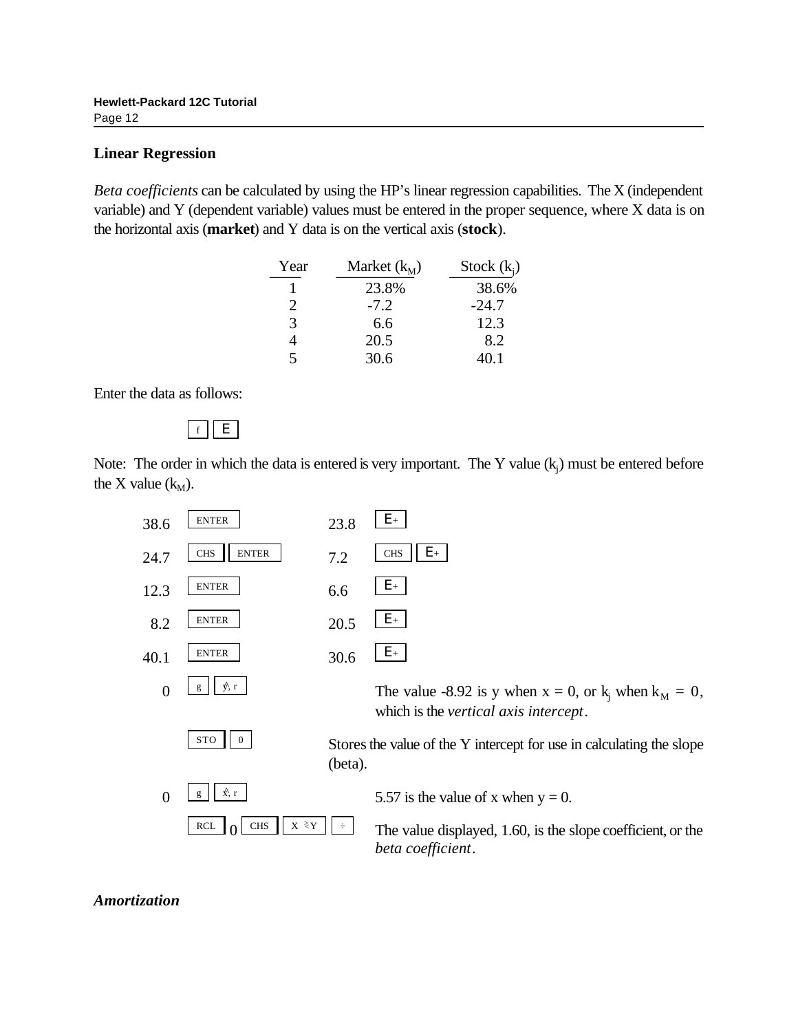## Linear Regression

*Beta coefficients* can be calculated by using the HP's linear regression capabilities. The X (independent variable) and Y (dependent variable) values must be entered in the proper sequence, where X data is on the horizontal axis (**market**) and Y data is on the vertical axis (**stock**).

| Year | Market ($k_M$) | Stock ($k_j$) |
|---|---|---|
| 1 | 23.8% | 38.6% |
| 2 | -7.2 | -24.7 |
| 3 | 6.6 | 12.3 |
| 4 | 20.5 | 8.2 |
| 5 | 30.6 | 40.1 |

Enter the data as follows:

f  E

Note: The order in which the data is entered is very important. The Y value ($k_j$) must be entered before the X value ($k_M$).

| | | | | |
|---|---|---|---|---|
| 38.6 | ENTER | 23.8 | E+ | |
| 24.7 | CHS ENTER | 7.2 | CHS E+ | |
| 12.3 | ENTER | 6.6 | E+ | |
| 8.2 | ENTER | 20.5 | E+ | |
| 40.1 | ENTER | 30.6 | E+ | |
| 0 | g ŷ, r | | | The value -8.92 is y when x = 0, or $k_j$ when $k_M = 0$, which is the *vertical axis intercept*. |
| | STO 0 | | | Stores the value of the Y intercept for use in calculating the slope (beta). |
| 0 | g x̂, r | | | 5.57 is the value of x when y = 0. |
| | RCL 0 CHS X ≷Y ÷ | | | The value displayed, 1.60, is the slope coefficient, or the *beta coefficient*. |

***Amortization***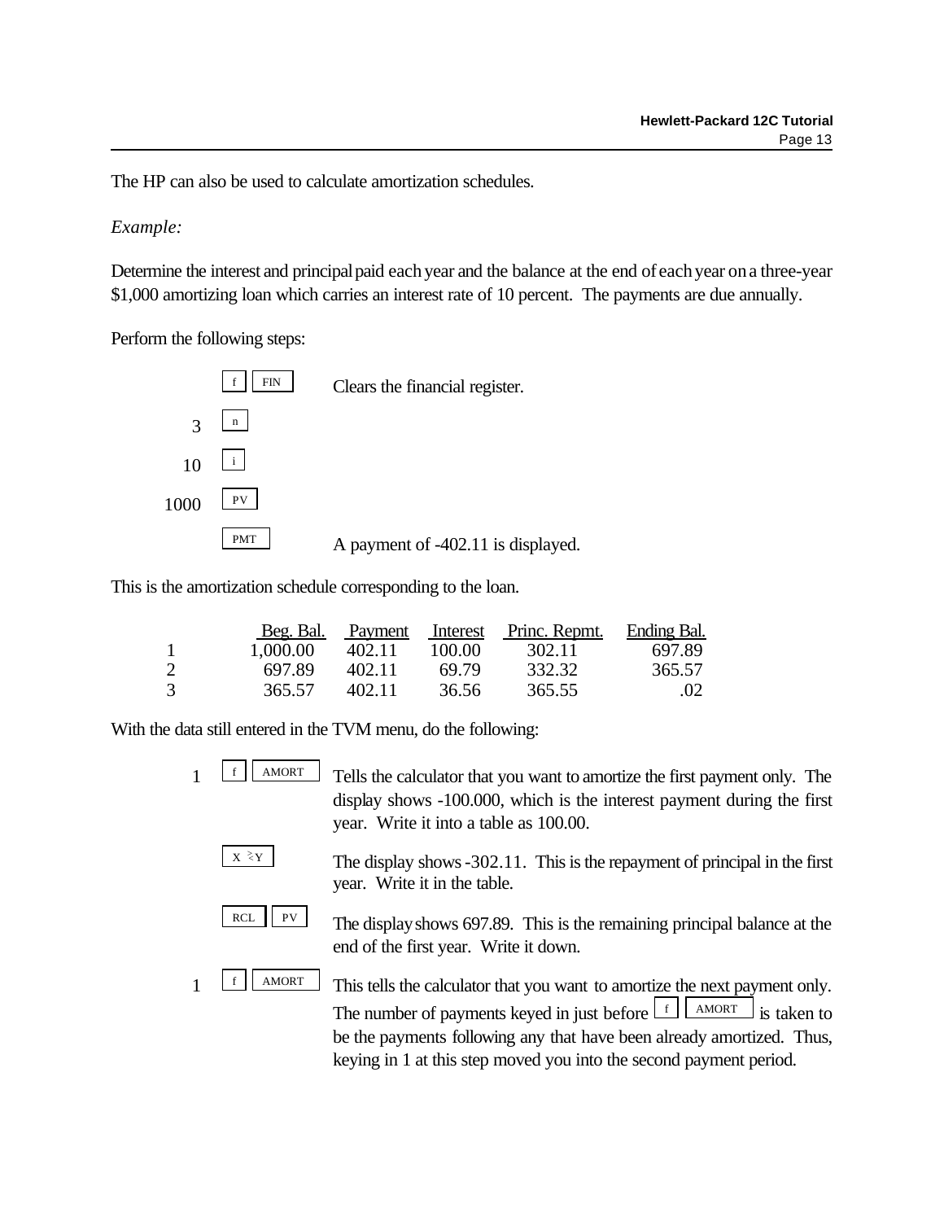The HP can also be used to calculate amortization schedules.

*Example:*

Determine the interest and principal paid each year and the balance at the end of each year on a three-year $1,000 amortizing loan which carries an interest rate of 10 percent. The payments are due annually.

Perform the following steps:

| | | |
|---|---|---|
| | f FIN | Clears the financial register. |
| 3 | n | |
| 10 | i | |
| 1000 | PV | |
| | PMT | A payment of -402.11 is displayed. |

This is the amortization schedule corresponding to the loan.

| | Beg. Bal. | Payment | Interest | Princ. Repmt. | Ending Bal. |
|---|---|---|---|---|---|
| 1 | 1,000.00 | 402.11 | 100.00 | 302.11 | 697.89 |
| 2 | 697.89 | 402.11 | 69.79 | 332.32 | 365.57 |
| 3 | 365.57 | 402.11 | 36.56 | 365.55 | .02 |

With the data still entered in the TVM menu, do the following:

| | | |
|---|---|---|
| 1 | f AMORT | Tells the calculator that you want to amortize the first payment only. The display shows -100.000, which is the interest payment during the first year. Write it into a table as 100.00. |
| | X ≷Y | The display shows -302.11. This is the repayment of principal in the first year. Write it in the table. |
| | RCL PV | The display shows 697.89. This is the remaining principal balance at the end of the first year. Write it down. |
| 1 | f AMORT | This tells the calculator that you want to amortize the next payment only. The number of payments keyed in just before f AMORT is taken to be the payments following any that have been already amortized. Thus, keying in 1 at this step moved you into the second payment period. |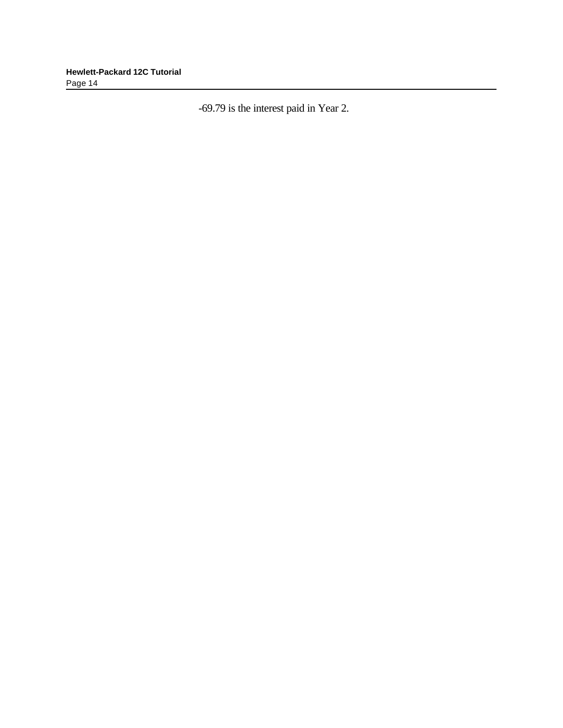-69.79 is the interest paid in Year 2.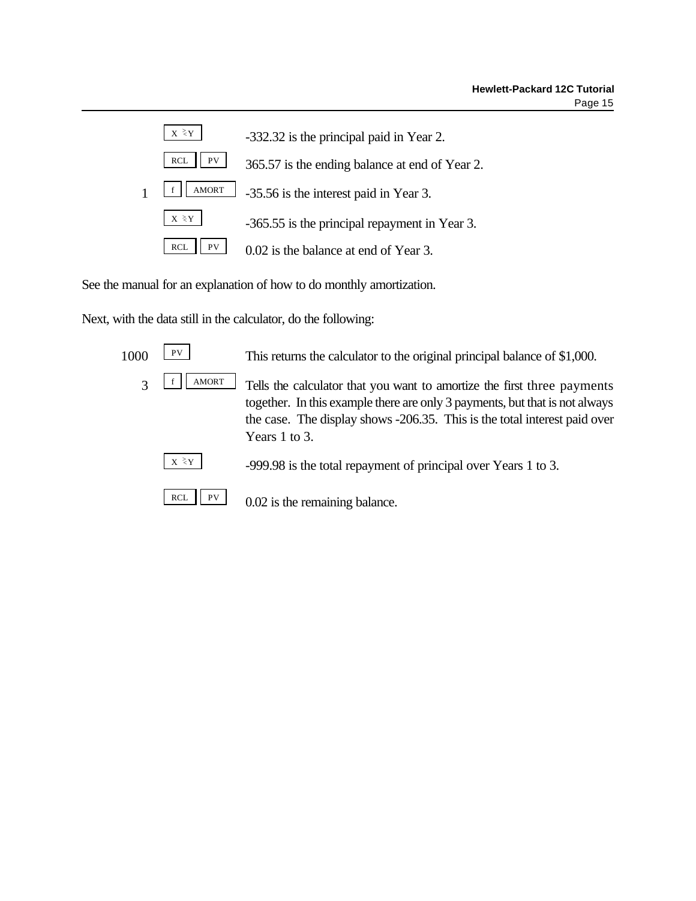| | | |
|---|---|---|
| | X ≷ Y | -332.32 is the principal paid in Year 2. |
| | RCL PV | 365.57 is the ending balance at end of Year 2. |
| 1 | f AMORT | -35.56 is the interest paid in Year 3. |
| | X ≷ Y | -365.55 is the principal repayment in Year 3. |
| | RCL PV | 0.02 is the balance at end of Year 3. |

See the manual for an explanation of how to do monthly amortization.

Next, with the data still in the calculator, do the following:

| | | |
|---|---|---|
| 1000 | PV | This returns the calculator to the original principal balance of $1,000. |
| 3 | f AMORT | Tells the calculator that you want to amortize the first three payments together. In this example there are only 3 payments, but that is not always the case. The display shows -206.35. This is the total interest paid over Years 1 to 3. |
| | X ≷ Y | -999.98 is the total repayment of principal over Years 1 to 3. |
| | RCL PV | 0.02 is the remaining balance. |